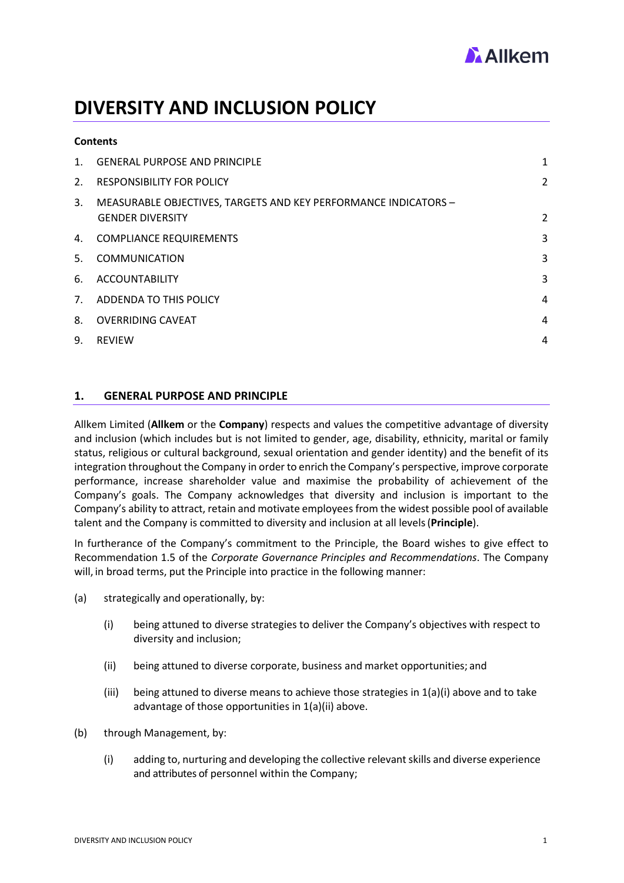# DIVERSITY AND INCLUSION POLICY

**Contents**

| | | |
|---|---|---|
| 1. | GENERAL PURPOSE AND PRINCIPLE | 1 |
| 2. | RESPONSIBILITY FOR POLICY | 2 |
| 3. | MEASURABLE OBJECTIVES, TARGETS AND KEY PERFORMANCE INDICATORS – GENDER DIVERSITY | 2 |
| 4. | COMPLIANCE REQUIREMENTS | 3 |
| 5. | COMMUNICATION | 3 |
| 6. | ACCOUNTABILITY | 3 |
| 7. | ADDENDA TO THIS POLICY | 4 |
| 8. | OVERRIDING CAVEAT | 4 |
| 9. | REVIEW | 4 |

## 1. GENERAL PURPOSE AND PRINCIPLE

Allkem Limited (**Allkem** or the **Company**) respects and values the competitive advantage of diversity and inclusion (which includes but is not limited to gender, age, disability, ethnicity, marital or family status, religious or cultural background, sexual orientation and gender identity) and the benefit of its integration throughout the Company in order to enrich the Company's perspective, improve corporate performance, increase shareholder value and maximise the probability of achievement of the Company's goals. The Company acknowledges that diversity and inclusion is important to the Company's ability to attract, retain and motivate employees from the widest possible pool of available talent and the Company is committed to diversity and inclusion at all levels (**Principle**).

In furtherance of the Company's commitment to the Principle, the Board wishes to give effect to Recommendation 1.5 of the *Corporate Governance Principles and Recommendations*. The Company will, in broad terms, put the Principle into practice in the following manner:

(a) strategically and operationally, by:

- (i) being attuned to diverse strategies to deliver the Company's objectives with respect to diversity and inclusion;
- (ii) being attuned to diverse corporate, business and market opportunities; and
- (iii) being attuned to diverse means to achieve those strategies in 1(a)(i) above and to take advantage of those opportunities in 1(a)(ii) above.

(b) through Management, by:

- (i) adding to, nurturing and developing the collective relevant skills and diverse experience and attributes of personnel within the Company;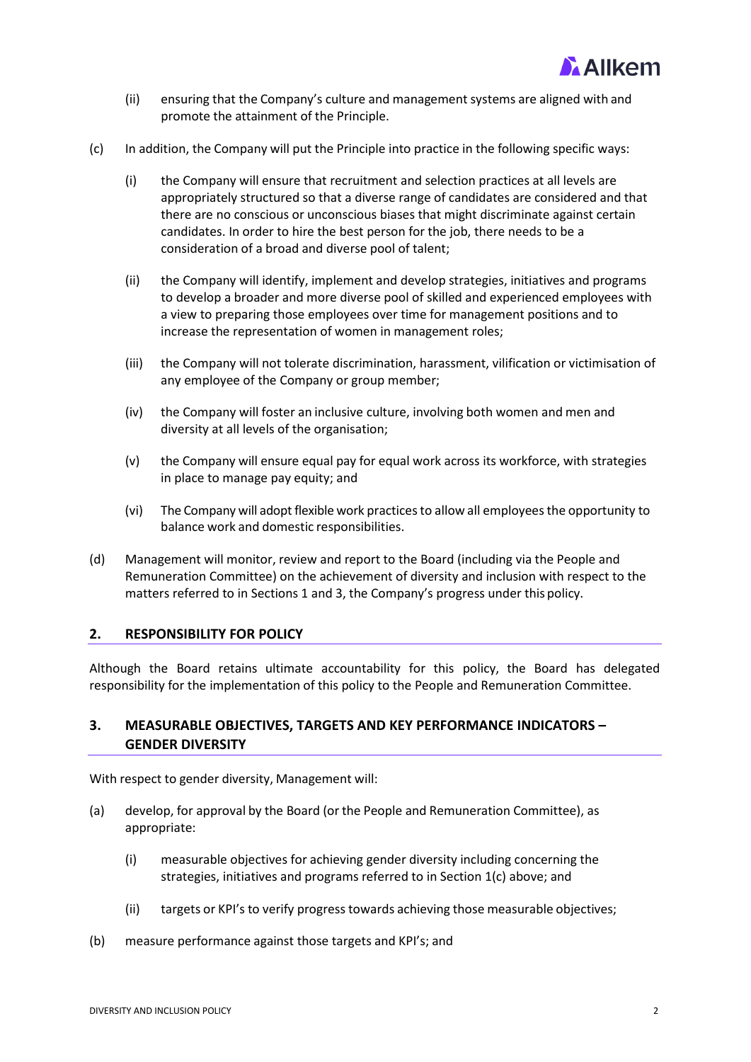(ii) ensuring that the Company's culture and management systems are aligned with and promote the attainment of the Principle.

(c) In addition, the Company will put the Principle into practice in the following specific ways:

(i) the Company will ensure that recruitment and selection practices at all levels are appropriately structured so that a diverse range of candidates are considered and that there are no conscious or unconscious biases that might discriminate against certain candidates. In order to hire the best person for the job, there needs to be a consideration of a broad and diverse pool of talent;

(ii) the Company will identify, implement and develop strategies, initiatives and programs to develop a broader and more diverse pool of skilled and experienced employees with a view to preparing those employees over time for management positions and to increase the representation of women in management roles;

(iii) the Company will not tolerate discrimination, harassment, vilification or victimisation of any employee of the Company or group member;

(iv) the Company will foster an inclusive culture, involving both women and men and diversity at all levels of the organisation;

(v) the Company will ensure equal pay for equal work across its workforce, with strategies in place to manage pay equity; and

(vi) The Company will adopt flexible work practices to allow all employees the opportunity to balance work and domestic responsibilities.

(d) Management will monitor, review and report to the Board (including via the People and Remuneration Committee) on the achievement of diversity and inclusion with respect to the matters referred to in Sections 1 and 3, the Company's progress under this policy.

## 2. RESPONSIBILITY FOR POLICY

Although the Board retains ultimate accountability for this policy, the Board has delegated responsibility for the implementation of this policy to the People and Remuneration Committee.

## 3. MEASURABLE OBJECTIVES, TARGETS AND KEY PERFORMANCE INDICATORS – GENDER DIVERSITY

With respect to gender diversity, Management will:

(a) develop, for approval by the Board (or the People and Remuneration Committee), as appropriate:

(i) measurable objectives for achieving gender diversity including concerning the strategies, initiatives and programs referred to in Section 1(c) above; and

(ii) targets or KPI's to verify progress towards achieving those measurable objectives;

(b) measure performance against those targets and KPI's; and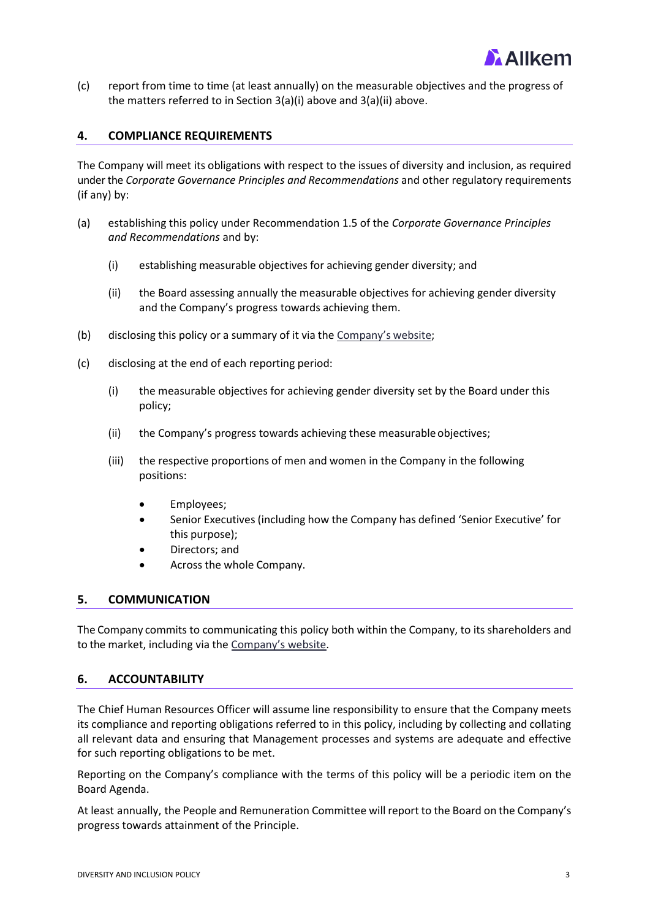(c) report from time to time (at least annually) on the measurable objectives and the progress of the matters referred to in Section 3(a)(i) above and 3(a)(ii) above.

## 4. COMPLIANCE REQUIREMENTS

The Company will meet its obligations with respect to the issues of diversity and inclusion, as required under the *Corporate Governance Principles and Recommendations* and other regulatory requirements (if any) by:

(a) establishing this policy under Recommendation 1.5 of the *Corporate Governance Principles and Recommendations* and by:

  (i) establishing measurable objectives for achieving gender diversity; and

  (ii) the Board assessing annually the measurable objectives for achieving gender diversity and the Company's progress towards achieving them.

(b) disclosing this policy or a summary of it via the Company's website;

(c) disclosing at the end of each reporting period:

  (i) the measurable objectives for achieving gender diversity set by the Board under this policy;

  (ii) the Company's progress towards achieving these measurable objectives;

  (iii) the respective proportions of men and women in the Company in the following positions:

  - Employees;
  - Senior Executives (including how the Company has defined 'Senior Executive' for this purpose);
  - Directors; and
  - Across the whole Company.

## 5. COMMUNICATION

The Company commits to communicating this policy both within the Company, to its shareholders and to the market, including via the Company's website.

## 6. ACCOUNTABILITY

The Chief Human Resources Officer will assume line responsibility to ensure that the Company meets its compliance and reporting obligations referred to in this policy, including by collecting and collating all relevant data and ensuring that Management processes and systems are adequate and effective for such reporting obligations to be met.

Reporting on the Company's compliance with the terms of this policy will be a periodic item on the Board Agenda.

At least annually, the People and Remuneration Committee will report to the Board on the Company's progress towards attainment of the Principle.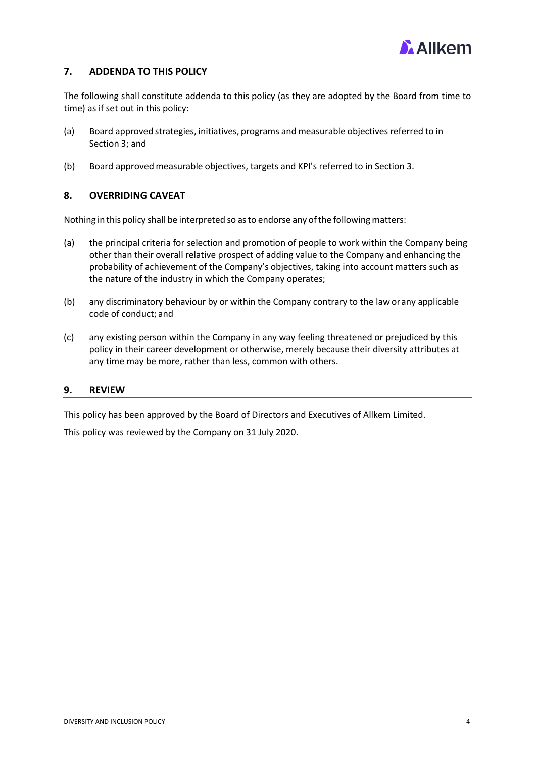## 7. ADDENDA TO THIS POLICY

The following shall constitute addenda to this policy (as they are adopted by the Board from time to time) as if set out in this policy:

(a) Board approved strategies, initiatives, programs and measurable objectives referred to in Section 3; and

(b) Board approved measurable objectives, targets and KPI's referred to in Section 3.

## 8. OVERRIDING CAVEAT

Nothing in this policy shall be interpreted so as to endorse any of the following matters:

(a) the principal criteria for selection and promotion of people to work within the Company being other than their overall relative prospect of adding value to the Company and enhancing the probability of achievement of the Company's objectives, taking into account matters such as the nature of the industry in which the Company operates;

(b) any discriminatory behaviour by or within the Company contrary to the law or any applicable code of conduct; and

(c) any existing person within the Company in any way feeling threatened or prejudiced by this policy in their career development or otherwise, merely because their diversity attributes at any time may be more, rather than less, common with others.

## 9. REVIEW

This policy has been approved by the Board of Directors and Executives of Allkem Limited.

This policy was reviewed by the Company on 31 July 2020.